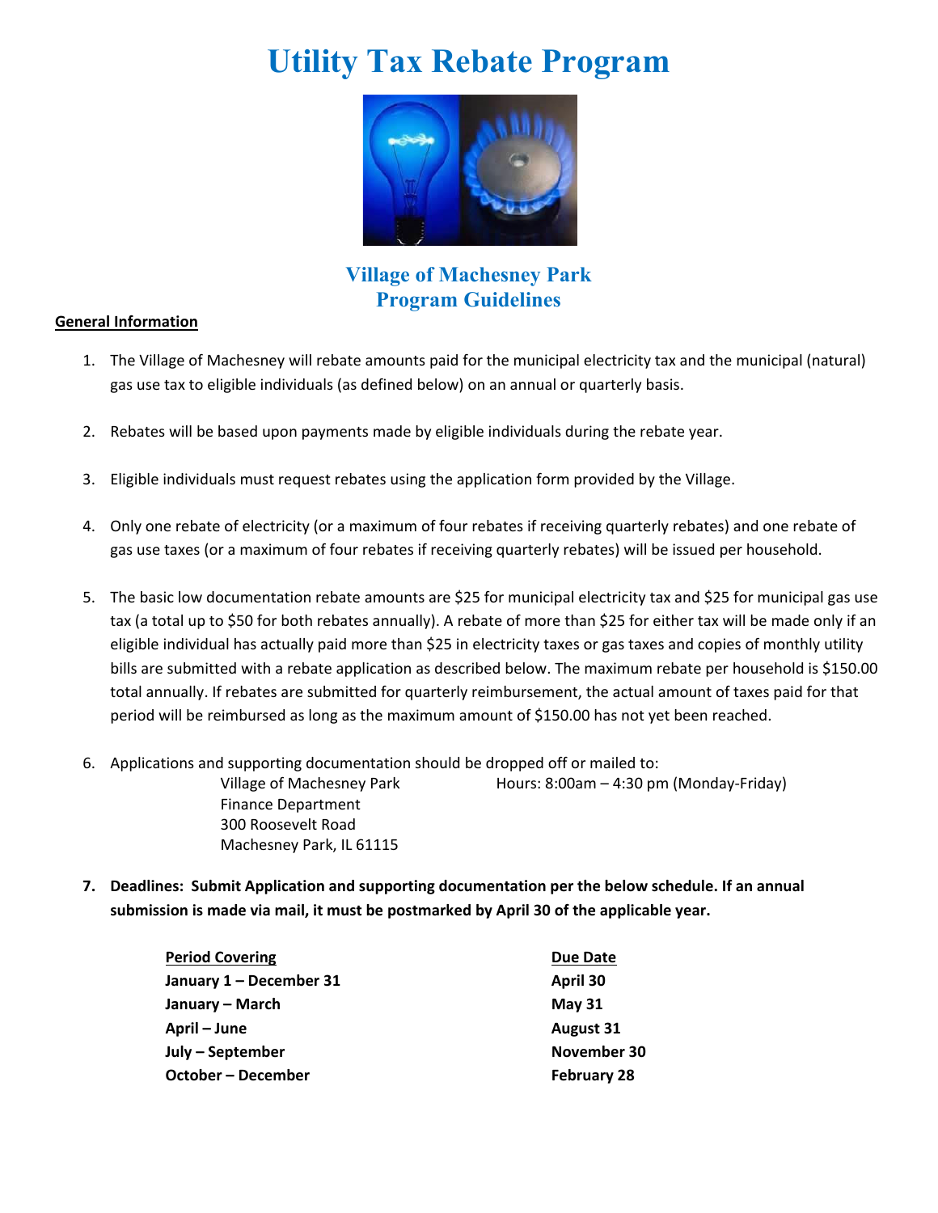# Utility Tax Rebate Program

## Village of Machesney Park
## Program Guidelines

**General Information**

1. The Village of Machesney will rebate amounts paid for the municipal electricity tax and the municipal (natural) gas use tax to eligible individuals (as defined below) on an annual or quarterly basis.

2. Rebates will be based upon payments made by eligible individuals during the rebate year.

3. Eligible individuals must request rebates using the application form provided by the Village.

4. Only one rebate of electricity (or a maximum of four rebates if receiving quarterly rebates) and one rebate of gas use taxes (or a maximum of four rebates if receiving quarterly rebates) will be issued per household.

5. The basic low documentation rebate amounts are $25 for municipal electricity tax and $25 for municipal gas use tax (a total up to $50 for both rebates annually). A rebate of more than $25 for either tax will be made only if an eligible individual has actually paid more than $25 in electricity taxes or gas taxes and copies of monthly utility bills are submitted with a rebate application as described below. The maximum rebate per household is $150.00 total annually. If rebates are submitted for quarterly reimbursement, the actual amount of taxes paid for that period will be reimbursed as long as the maximum amount of $150.00 has not yet been reached.

6. Applications and supporting documentation should be dropped off or mailed to:

   Village of Machesney Park
   Finance Department
   300 Roosevelt Road
   Machesney Park, IL 61115

   Hours: 8:00am – 4:30 pm (Monday-Friday)

7. **Deadlines: Submit Application and supporting documentation per the below schedule. If an annual submission is made via mail, it must be postmarked by April 30 of the applicable year.**

| **Period Covering** | **Due Date** |
|---|---|
| **January 1 – December 31** | **April 30** |
| **January – March** | **May 31** |
| **April – June** | **August 31** |
| **July – September** | **November 30** |
| **October – December** | **February 28** |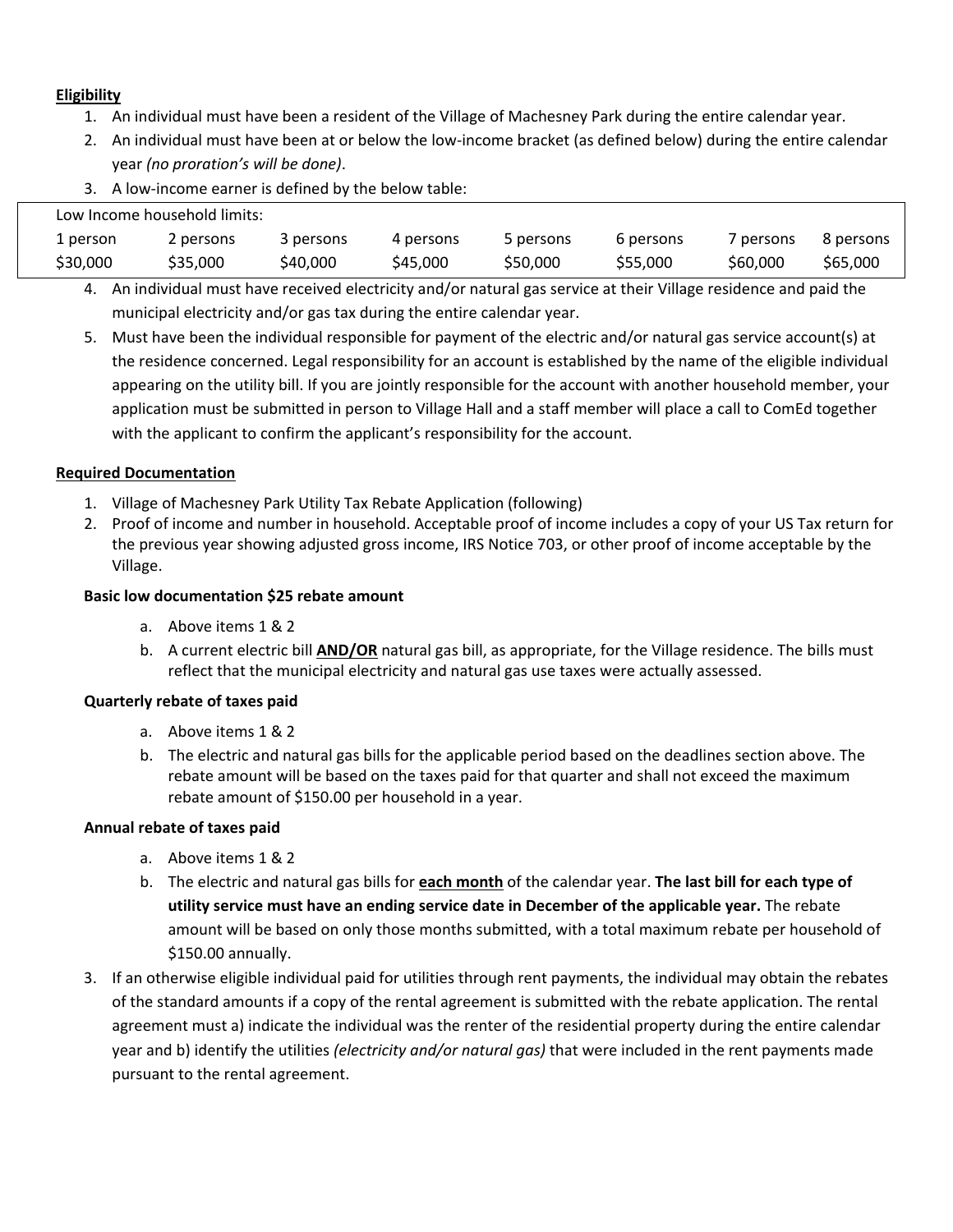**Eligibility**

1. An individual must have been a resident of the Village of Machesney Park during the entire calendar year.
2. An individual must have been at or below the low-income bracket (as defined below) during the entire calendar year *(no proration's will be done)*.
3. A low-income earner is defined by the below table:

| Low Income household limits: | | | | | | | |
|---|---|---|---|---|---|---|---|
| 1 person | 2 persons | 3 persons | 4 persons | 5 persons | 6 persons | 7 persons | 8 persons |
| $30,000 | $35,000 | $40,000 | $45,000 | $50,000 | $55,000 | $60,000 | $65,000 |

4. An individual must have received electricity and/or natural gas service at their Village residence and paid the municipal electricity and/or gas tax during the entire calendar year.
5. Must have been the individual responsible for payment of the electric and/or natural gas service account(s) at the residence concerned. Legal responsibility for an account is established by the name of the eligible individual appearing on the utility bill. If you are jointly responsible for the account with another household member, your application must be submitted in person to Village Hall and a staff member will place a call to ComEd together with the applicant to confirm the applicant's responsibility for the account.

**Required Documentation**

1. Village of Machesney Park Utility Tax Rebate Application (following)
2. Proof of income and number in household. Acceptable proof of income includes a copy of your US Tax return for the previous year showing adjusted gross income, IRS Notice 703, or other proof of income acceptable by the Village.

**Basic low documentation $25 rebate amount**

a. Above items 1 & 2
b. A current electric bill **AND/OR** natural gas bill, as appropriate, for the Village residence. The bills must reflect that the municipal electricity and natural gas use taxes were actually assessed.

**Quarterly rebate of taxes paid**

a. Above items 1 & 2
b. The electric and natural gas bills for the applicable period based on the deadlines section above. The rebate amount will be based on the taxes paid for that quarter and shall not exceed the maximum rebate amount of $150.00 per household in a year.

**Annual rebate of taxes paid**

a. Above items 1 & 2
b. The electric and natural gas bills for **each month** of the calendar year. **The last bill for each type of utility service must have an ending service date in December of the applicable year.** The rebate amount will be based on only those months submitted, with a total maximum rebate per household of $150.00 annually.

3. If an otherwise eligible individual paid for utilities through rent payments, the individual may obtain the rebates of the standard amounts if a copy of the rental agreement is submitted with the rebate application. The rental agreement must a) indicate the individual was the renter of the residential property during the entire calendar year and b) identify the utilities *(electricity and/or natural gas)* that were included in the rent payments made pursuant to the rental agreement.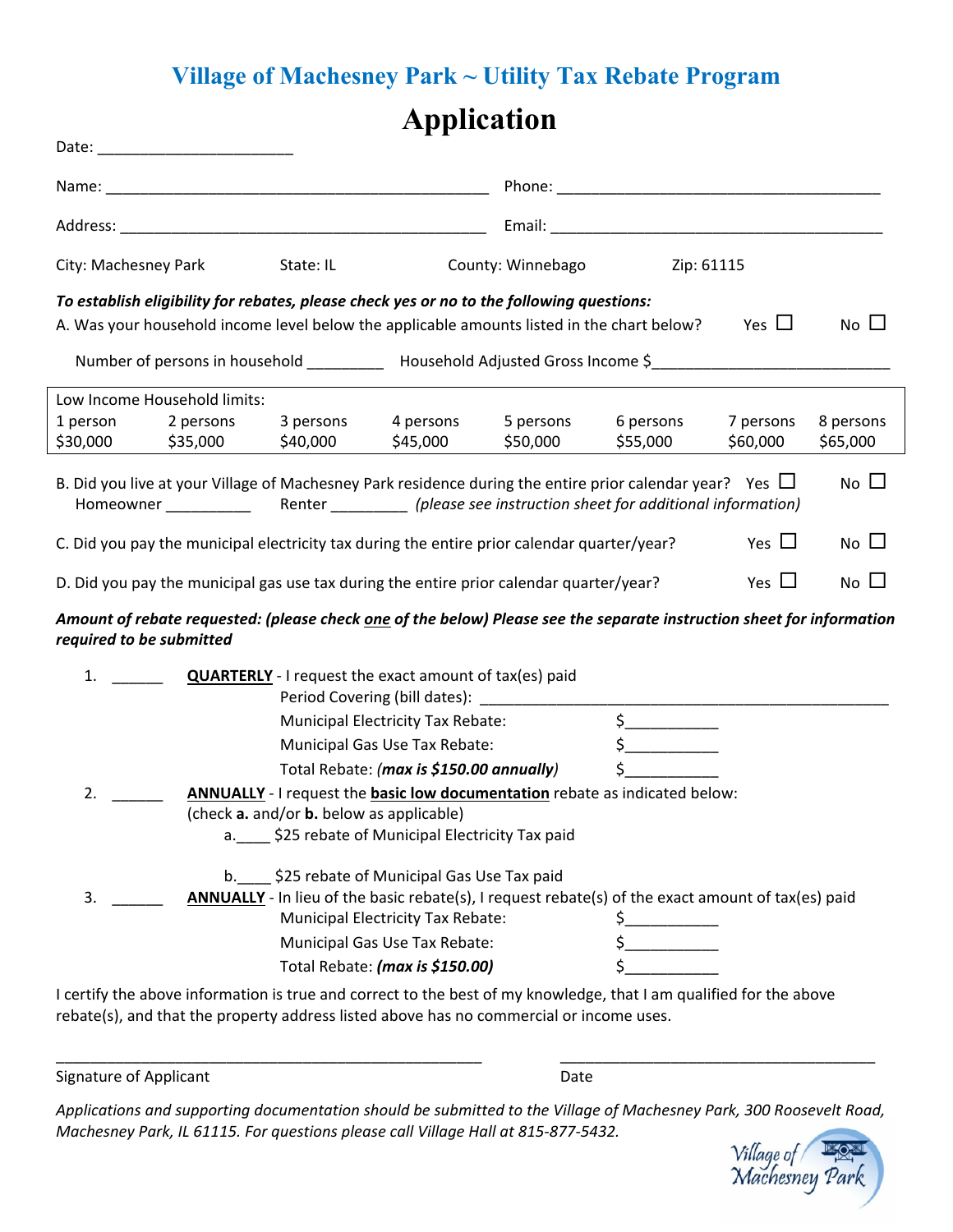# Village of Machesney Park ~ Utility Tax Rebate Program

# Application

Date: ______________________

Name: ____________________________________________ Phone: ____________________________________

Address: __________________________________________ Email: ____________________________________

City: Machesney Park State: IL County: Winnebago Zip: 61115

***To establish eligibility for rebates, please check yes or no to the following questions:***

A. Was your household income level below the applicable amounts listed in the chart below? Yes ☐ No ☐

Number of persons in household _________ Household Adjusted Gross Income $___________________________

Low Income Household limits:

| 1 person | 2 persons | 3 persons | 4 persons | 5 persons | 6 persons | 7 persons | 8 persons |
|---|---|---|---|---|---|---|---|
| $30,000 | $35,000 | $40,000 | $45,000 | $50,000 | $55,000 | $60,000 | $65,000 |

B. Did you live at your Village of Machesney Park residence during the entire prior calendar year? Yes ☐ No ☐
Homeowner __________ Renter _________ *(please see instruction sheet for additional information)*

C. Did you pay the municipal electricity tax during the entire prior calendar quarter/year? Yes ☐ No ☐

D. Did you pay the municipal gas use tax during the entire prior calendar quarter/year? Yes ☐ No ☐

***Amount of rebate requested: (please check <u>one</u> of the below) Please see the separate instruction sheet for information required to be submitted***

1. ______ **<u>QUARTERLY</u>** - I request the exact amount of tax(es) paid
   Period Covering (bill dates): ___________________________________________________
   Municipal Electricity Tax Rebate: $___________
   Municipal Gas Use Tax Rebate: $___________
   Total Rebate: ***(max is $150.00 annually)*** $___________

2. ______ **<u>ANNUALLY</u>** - I request the **<u>basic low documentation</u>** rebate as indicated below:
   (check **a.** and/or **b.** below as applicable)
   a.____ $25 rebate of Municipal Electricity Tax paid

   b.____ $25 rebate of Municipal Gas Use Tax paid

3. ______ **<u>ANNUALLY</u>** - In lieu of the basic rebate(s), I request rebate(s) of the exact amount of tax(es) paid
   Municipal Electricity Tax Rebate: $___________
   Municipal Gas Use Tax Rebate: $___________
   Total Rebate: ***(max is $150.00)*** $___________

I certify the above information is true and correct to the best of my knowledge, that I am qualified for the above rebate(s), and that the property address listed above has no commercial or income uses.

_______________________________________________ ____________________________________

Signature of Applicant Date

*Applications and supporting documentation should be submitted to the Village of Machesney Park, 300 Roosevelt Road, Machesney Park, IL 61115. For questions please call Village Hall at 815-877-5432.*

Village of Machesney Park